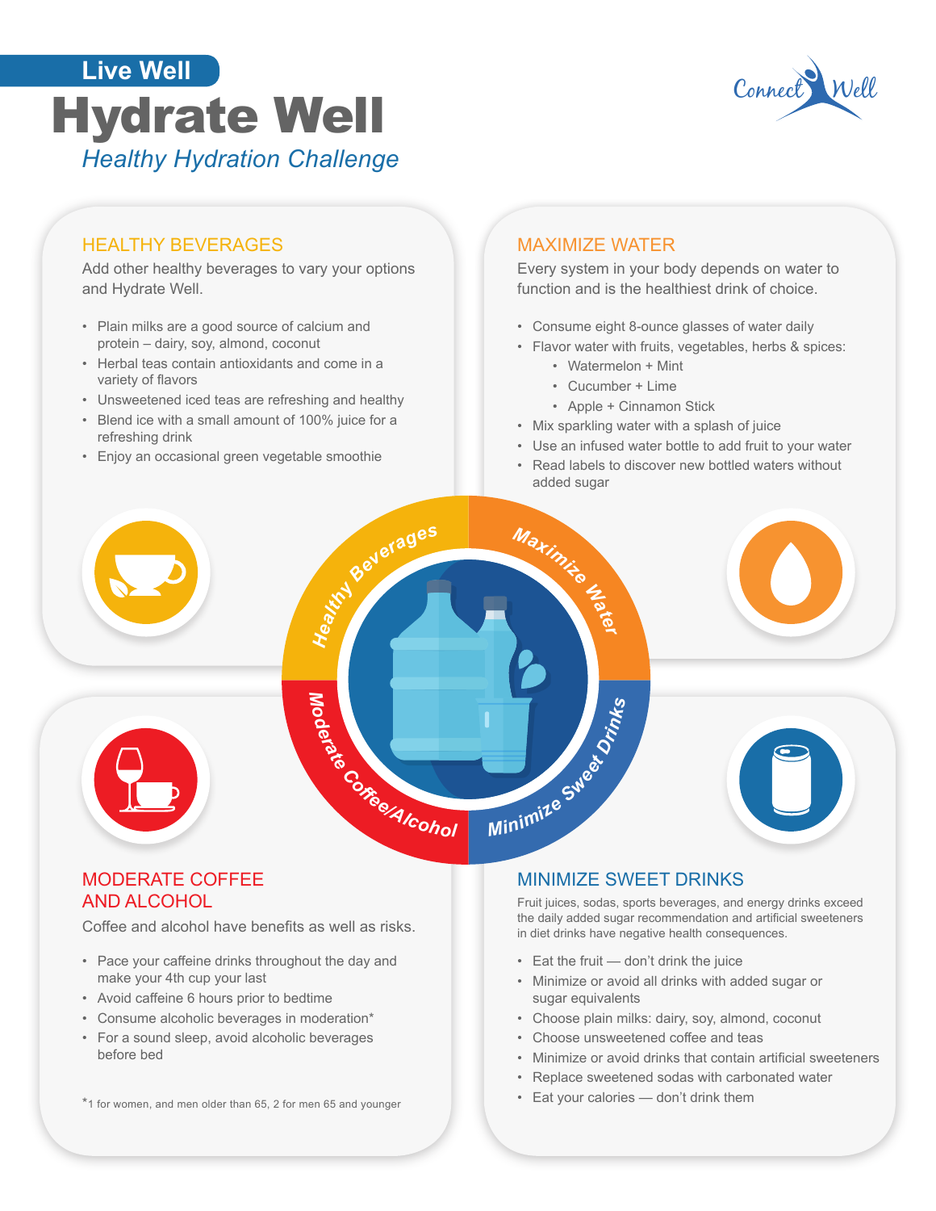Live Well

# Hydrate Well

*Healthy Hydration Challenge*

Connect Well

## HEALTHY BEVERAGES

Add other healthy beverages to vary your options and Hydrate Well.

- Plain milks are a good source of calcium and protein – dairy, soy, almond, coconut
- Herbal teas contain antioxidants and come in a variety of flavors
- Unsweetened iced teas are refreshing and healthy
- Blend ice with a small amount of 100% juice for a refreshing drink
- Enjoy an occasional green vegetable smoothie

## MAXIMIZE WATER

Every system in your body depends on water to function and is the healthiest drink of choice.

- Consume eight 8-ounce glasses of water daily
- Flavor water with fruits, vegetables, herbs & spices:
  - Watermelon + Mint
  - Cucumber + Lime
  - Apple + Cinnamon Stick
- Mix sparkling water with a splash of juice
- Use an infused water bottle to add fruit to your water
- Read labels to discover new bottled waters without added sugar

Healthy Beverages · Maximize Water · Moderate Coffee/Alcohol · Minimize Sweet Drinks

## MODERATE COFFEE AND ALCOHOL

Coffee and alcohol have benefits as well as risks.

- Pace your caffeine drinks throughout the day and make your 4th cup your last
- Avoid caffeine 6 hours prior to bedtime
- Consume alcoholic beverages in moderation*
- For a sound sleep, avoid alcoholic beverages before bed

*1 for women, and men older than 65, 2 for men 65 and younger

## MINIMIZE SWEET DRINKS

Fruit juices, sodas, sports beverages, and energy drinks exceed the daily added sugar recommendation and artificial sweeteners in diet drinks have negative health consequences.

- Eat the fruit — don't drink the juice
- Minimize or avoid all drinks with added sugar or sugar equivalents
- Choose plain milks: dairy, soy, almond, coconut
- Choose unsweetened coffee and teas
- Minimize or avoid drinks that contain artificial sweeteners
- Replace sweetened sodas with carbonated water
- Eat your calories — don't drink them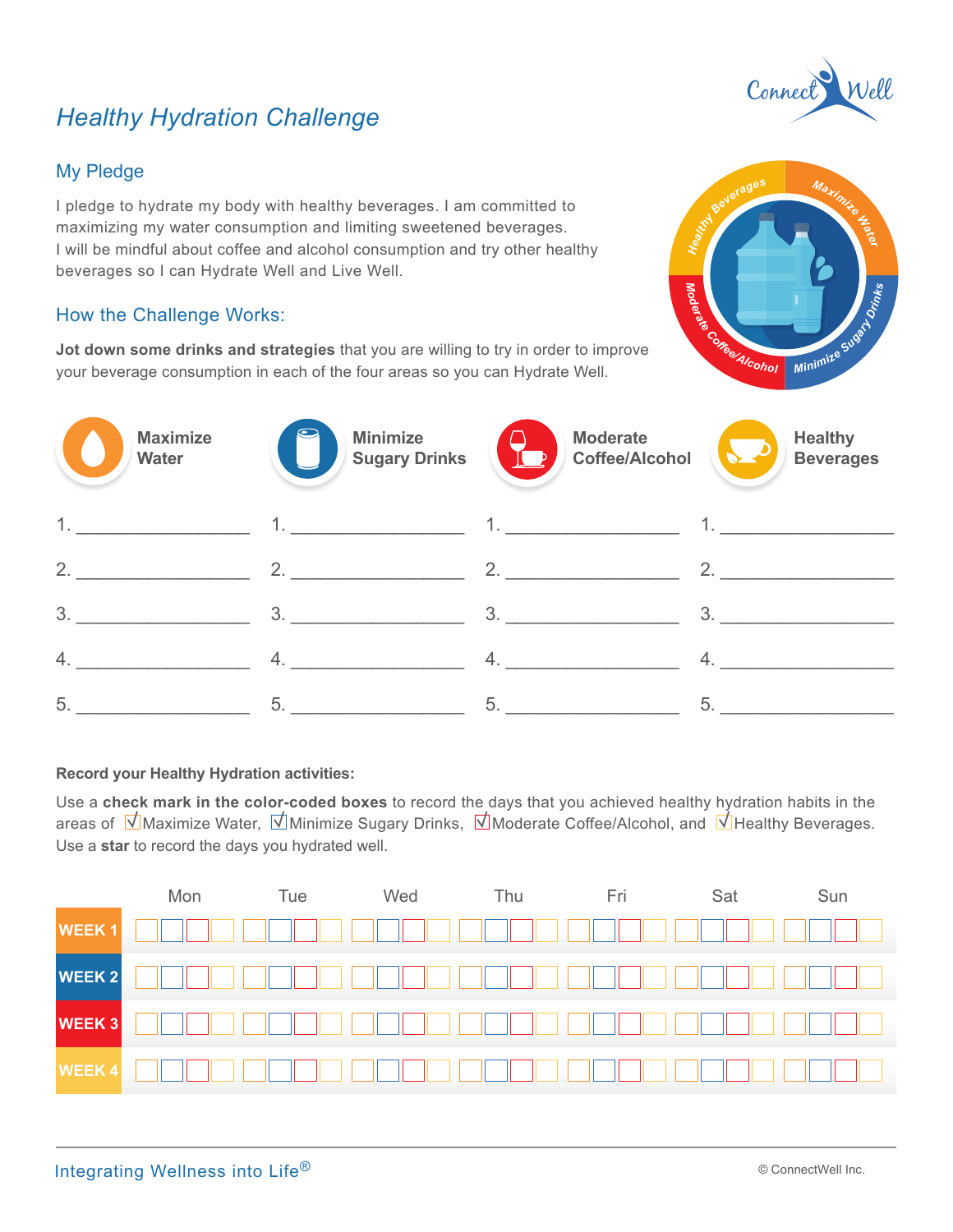# Healthy Hydration Challenge

## My Pledge

I pledge to hydrate my body with healthy beverages. I am committed to maximizing my water consumption and limiting sweetened beverages. I will be mindful about coffee and alcohol consumption and try other healthy beverages so I can Hydrate Well and Live Well.

## How the Challenge Works:

**Jot down some drinks and strategies** that you are willing to try in order to improve your beverage consumption in each of the four areas so you can Hydrate Well.

Healthy Beverages
Maximize Water
Moderate Coffee/Alcohol
Minimize Sugary Drinks

| Maximize Water | Minimize Sugary Drinks | Moderate Coffee/Alcohol | Healthy Beverages |
|---|---|---|---|
| 1. ________ | 1. ________ | 1. ________ | 1. ________ |
| 2. ________ | 2. ________ | 2. ________ | 2. ________ |
| 3. ________ | 3. ________ | 3. ________ | 3. ________ |
| 4. ________ | 4. ________ | 4. ________ | 4. ________ |
| 5. ________ | 5. ________ | 5. ________ | 5. ________ |

**Record your Healthy Hydration activities:**

Use a **check mark in the color-coded boxes** to record the days that you achieved healthy hydration habits in the areas of √Maximize Water, √Minimize Sugary Drinks, √Moderate Coffee/Alcohol, and √Healthy Beverages. Use a **star** to record the days you hydrated well.

| | Mon | Tue | Wed | Thu | Fri | Sat | Sun |
|---|---|---|---|---|---|---|---|
| WEEK 1 | ☐☐☐☐ | ☐☐☐☐ | ☐☐☐☐ | ☐☐☐☐ | ☐☐☐☐ | ☐☐☐☐ | ☐☐☐☐ |
| WEEK 2 | ☐☐☐☐ | ☐☐☐☐ | ☐☐☐☐ | ☐☐☐☐ | ☐☐☐☐ | ☐☐☐☐ | ☐☐☐☐ |
| WEEK 3 | ☐☐☐☐ | ☐☐☐☐ | ☐☐☐☐ | ☐☐☐☐ | ☐☐☐☐ | ☐☐☐☐ | ☐☐☐☐ |
| WEEK 4 | ☐☐☐☐ | ☐☐☐☐ | ☐☐☐☐ | ☐☐☐☐ | ☐☐☐☐ | ☐☐☐☐ | ☐☐☐☐ |

Integrating Wellness into Life®

© ConnectWell Inc.